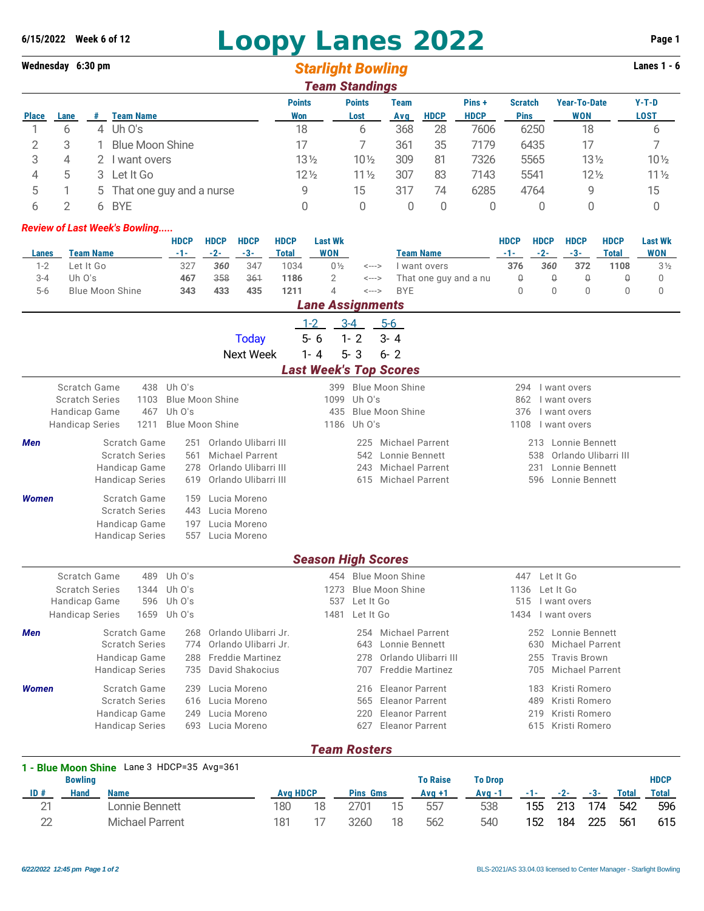**6/15/2022 Week 6 of 12**

# Loopy Lanes 2022

**Wednesday 6:30 pm**

## Starlight Bowling

**Lanes 1 - 6**

### Team Standings

| Place | Lane | # | Team Name | Points Won | Points Lost | Team Avg | HDCP | Pins + HDCP | Scratch Pins | Year-To-Date WON | Y-T-D LOST |
|---|---|---|---|---|---|---|---|---|---|---|---|
| 1 | 6 | 4 | Uh O's | 18 | 6 | 368 | 28 | 7606 | 6250 | 18 | 6 |
| 2 | 3 | 1 | Blue Moon Shine | 17 | 7 | 361 | 35 | 7179 | 6435 | 17 | 7 |
| 3 | 4 | 2 | I want overs | 13½ | 10½ | 309 | 81 | 7326 | 5565 | 13½ | 10½ |
| 4 | 5 | 3 | Let It Go | 12½ | 11½ | 307 | 83 | 7143 | 5541 | 12½ | 11½ |
| 5 | 1 | 5 | That one guy and a nurse | 9 | 15 | 317 | 74 | 6285 | 4764 | 9 | 15 |
| 6 | 2 | 6 | BYE | 0 | 0 | 0 | 0 | 0 | 0 | 0 | 0 |

*Review of Last Week's Bowling.....*

| Lanes | Team Name | HDCP -1- | HDCP -2- | HDCP -3- | HDCP Total | Last Wk WON | | Team Name | HDCP -1- | HDCP -2- | HDCP -3- | HDCP Total | Last Wk WON |
|---|---|---|---|---|---|---|---|---|---|---|---|---|---|
| 1-2 | Let It Go | 327 | ***360*** | 347 | 1034 | 0½ | <---> | I want overs | **376** | ***360*** | **372** | **1108** | 3½ |
| 3-4 | Uh O's | **467** | ~~358~~ | ~~361~~ | **1186** | 2 | <---> | That one guy and a nu | ~~0~~ | ~~0~~ | ~~0~~ | ~~0~~ | 0 |
| 5-6 | Blue Moon Shine | **343** | **433** | **435** | **1211** | 4 | <---> | BYE | 0 | 0 | 0 | 0 | 0 |

### Lane Assignments

| | 1-2 | 3-4 | 5-6 |
|---|---|---|---|
| Today | 5- 6 | 1- 2 | 3- 4 |
| Next Week | 1- 4 | 5- 3 | 6- 2 |

### Last Week's Top Scores

| | | | | | | |
|---|---|---|---|---|---|---|
| Scratch Game | 438 | Uh O's | 399 | Blue Moon Shine | 294 | I want overs |
| Scratch Series | 1103 | Blue Moon Shine | 1099 | Uh O's | 862 | I want overs |
| Handicap Game | 467 | Uh O's | 435 | Blue Moon Shine | 376 | I want overs |
| Handicap Series | 1211 | Blue Moon Shine | 1186 | Uh O's | 1108 | I want overs |

***Men***

| | | | | | | |
|---|---|---|---|---|---|---|
| Scratch Game | 251 | Orlando Ulibarri III | 225 | Michael Parrent | 213 | Lonnie Bennett |
| Scratch Series | 561 | Michael Parrent | 542 | Lonnie Bennett | 538 | Orlando Ulibarri III |
| Handicap Game | 278 | Orlando Ulibarri III | 243 | Michael Parrent | 231 | Lonnie Bennett |
| Handicap Series | 619 | Orlando Ulibarri III | 615 | Michael Parrent | 596 | Lonnie Bennett |

***Women***

| | | |
|---|---|---|
| Scratch Game | 159 | Lucia Moreno |
| Scratch Series | 443 | Lucia Moreno |
| Handicap Game | 197 | Lucia Moreno |
| Handicap Series | 557 | Lucia Moreno |

### Season High Scores

| | | | | | | |
|---|---|---|---|---|---|---|
| Scratch Game | 489 | Uh O's | 454 | Blue Moon Shine | 447 | Let It Go |
| Scratch Series | 1344 | Uh O's | 1273 | Blue Moon Shine | 1136 | Let It Go |
| Handicap Game | 596 | Uh O's | 537 | Let It Go | 515 | I want overs |
| Handicap Series | 1659 | Uh O's | 1481 | Let It Go | 1434 | I want overs |

***Men***

| | | | | | | |
|---|---|---|---|---|---|---|
| Scratch Game | 268 | Orlando Ulibarri Jr. | 254 | Michael Parrent | 252 | Lonnie Bennett |
| Scratch Series | 774 | Orlando Ulibarri Jr. | 643 | Lonnie Bennett | 630 | Michael Parrent |
| Handicap Game | 288 | Freddie Martinez | 278 | Orlando Ulibarri III | 255 | Travis Brown |
| Handicap Series | 735 | David Shakocius | 707 | Freddie Martinez | 705 | Michael Parrent |

***Women***

| | | | | | | |
|---|---|---|---|---|---|---|
| Scratch Game | 239 | Lucia Moreno | 216 | Eleanor Parrent | 183 | Kristi Romero |
| Scratch Series | 616 | Lucia Moreno | 565 | Eleanor Parrent | 489 | Kristi Romero |
| Handicap Game | 249 | Lucia Moreno | 220 | Eleanor Parrent | 219 | Kristi Romero |
| Handicap Series | 693 | Lucia Moreno | 627 | Eleanor Parrent | 615 | Kristi Romero |

### Team Rosters

**1 - Blue Moon Shine** Lane 3 HDCP=35 Avg=361

| ID # | Bowling Hand | Name | Avg | HDCP | Pins | Gms | To Raise Avg +1 | To Drop Avg -1 | -1- | -2- | -3- | Total | HDCP Total |
|---|---|---|---|---|---|---|---|---|---|---|---|---|---|
| 21 | | Lonnie Bennett | 180 | 18 | 2701 | 15 | 557 | 538 | 155 | 213 | 174 | 542 | 596 |
| 22 | | Michael Parrent | 181 | 17 | 3260 | 18 | 562 | 540 | 152 | 184 | 225 | 561 | 615 |

*6/22/2022 12:45 pm*

BLS-2021/AS 33.04.03 licensed to Center Manager - Starlight Bowling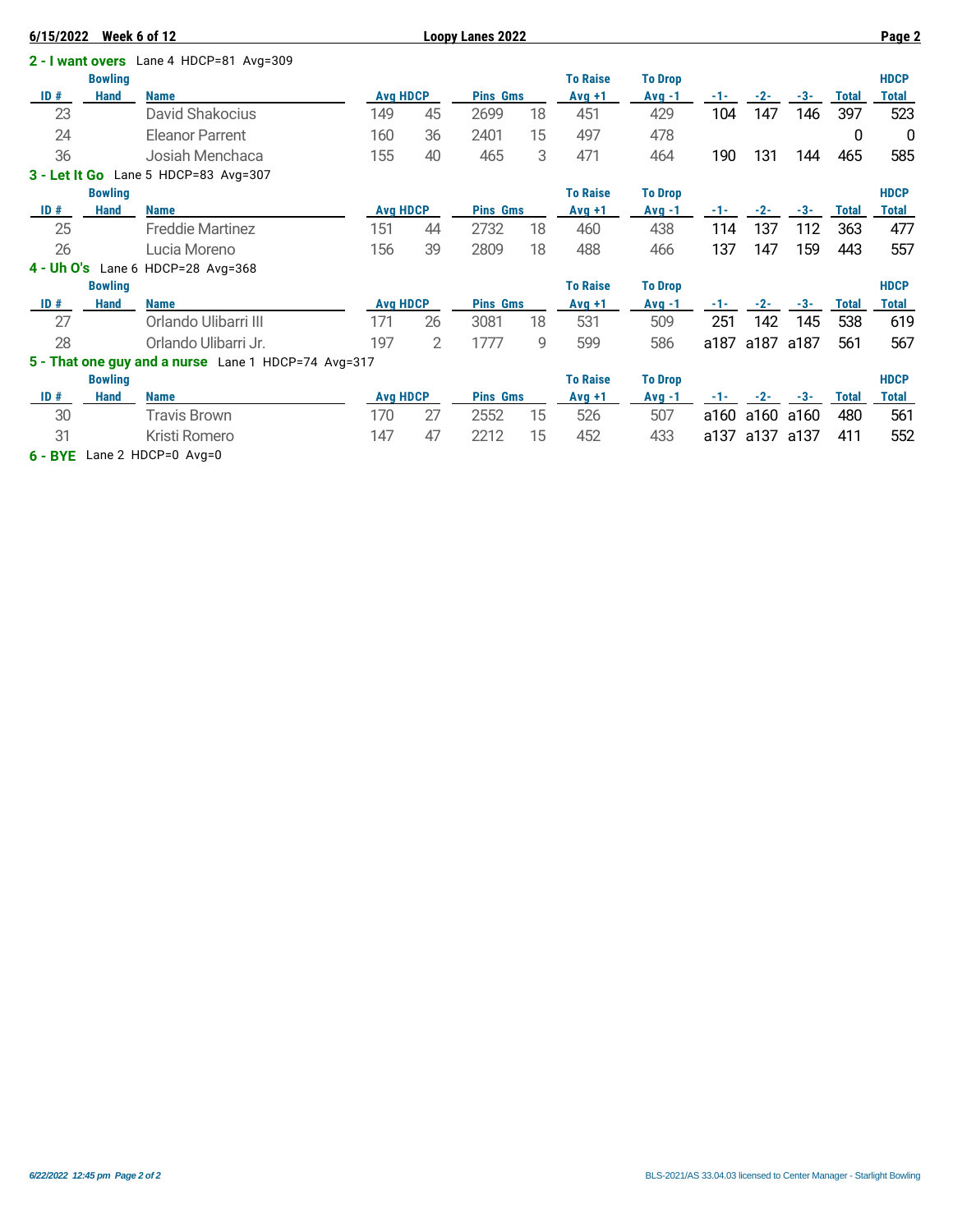### 2 - I want overs Lane 4 HDCP=81 Avg=309

| ID # | Bowling Hand | Name | Avg | HDCP | Pins | Gms | To Raise Avg +1 | To Drop Avg -1 | -1- | -2- | -3- | Total | HDCP Total |
|---|---|---|---|---|---|---|---|---|---|---|---|---|---|
| 23 | | David Shakocius | 149 | 45 | 2699 | 18 | 451 | 429 | 104 | 147 | 146 | 397 | 523 |
| 24 | | Eleanor Parrent | 160 | 36 | 2401 | 15 | 497 | 478 | | | | 0 | 0 |
| 36 | | Josiah Menchaca | 155 | 40 | 465 | 3 | 471 | 464 | 190 | 131 | 144 | 465 | 585 |

### 3 - Let It Go Lane 5 HDCP=83 Avg=307

| ID # | Bowling Hand | Name | Avg | HDCP | Pins | Gms | To Raise Avg +1 | To Drop Avg -1 | -1- | -2- | -3- | Total | HDCP Total |
|---|---|---|---|---|---|---|---|---|---|---|---|---|---|
| 25 | | Freddie Martinez | 151 | 44 | 2732 | 18 | 460 | 438 | 114 | 137 | 112 | 363 | 477 |
| 26 | | Lucia Moreno | 156 | 39 | 2809 | 18 | 488 | 466 | 137 | 147 | 159 | 443 | 557 |

### 4 - Uh O's Lane 6 HDCP=28 Avg=368

| ID # | Bowling Hand | Name | Avg | HDCP | Pins | Gms | To Raise Avg +1 | To Drop Avg -1 | -1- | -2- | -3- | Total | HDCP Total |
|---|---|---|---|---|---|---|---|---|---|---|---|---|---|
| 27 | | Orlando Ulibarri III | 171 | 26 | 3081 | 18 | 531 | 509 | 251 | 142 | 145 | 538 | 619 |
| 28 | | Orlando Ulibarri Jr. | 197 | 2 | 1777 | 9 | 599 | 586 | a187 | a187 | a187 | 561 | 567 |

### 5 - That one guy and a nurse Lane 1 HDCP=74 Avg=317

| ID # | Bowling Hand | Name | Avg | HDCP | Pins | Gms | To Raise Avg +1 | To Drop Avg -1 | -1- | -2- | -3- | Total | HDCP Total |
|---|---|---|---|---|---|---|---|---|---|---|---|---|---|
| 30 | | Travis Brown | 170 | 27 | 2552 | 15 | 526 | 507 | a160 | a160 | a160 | 480 | 561 |
| 31 | | Kristi Romero | 147 | 47 | 2212 | 15 | 452 | 433 | a137 | a137 | a137 | 411 | 552 |

### 6 - BYE Lane 2 HDCP=0 Avg=0